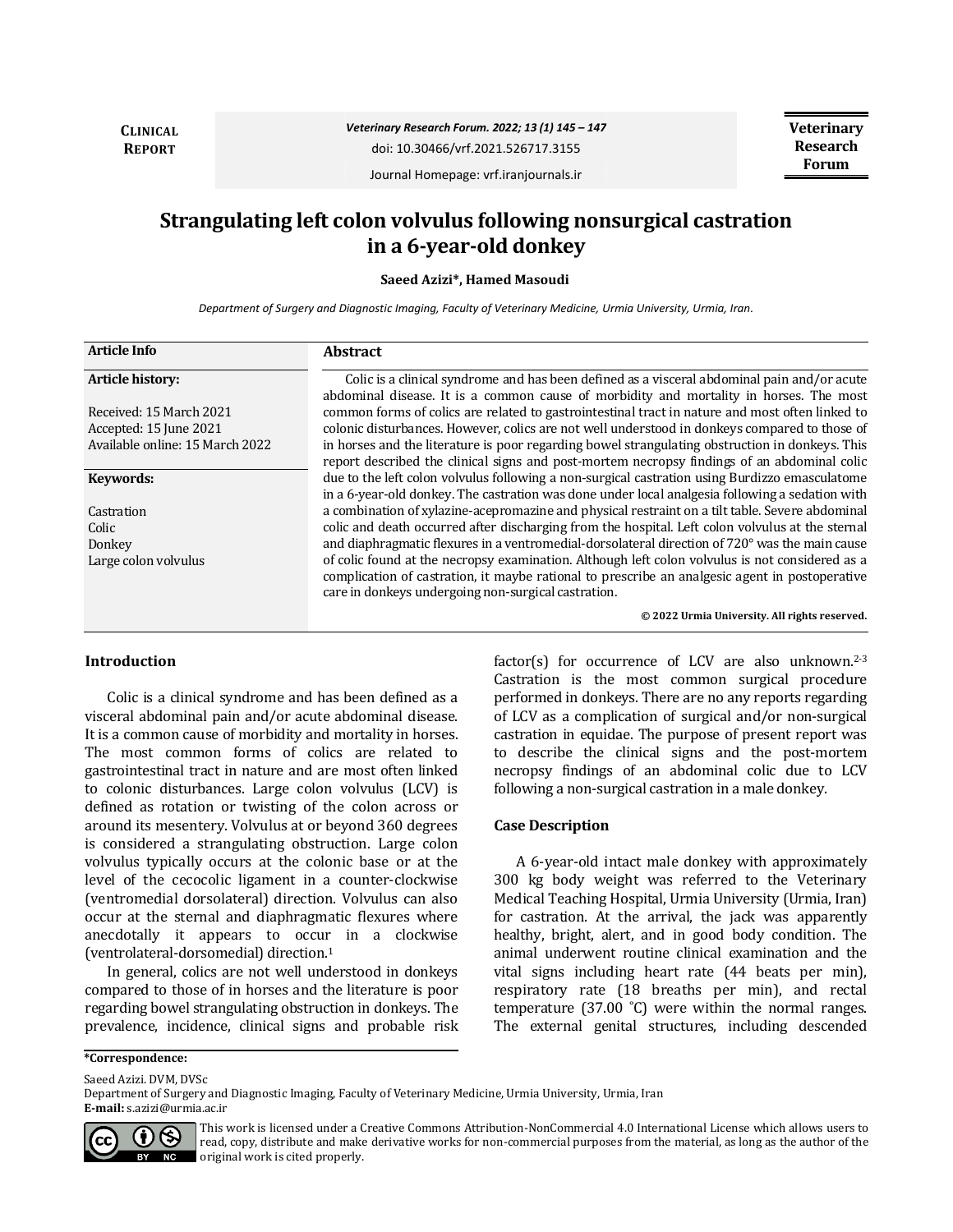CLINICAL REPORT

# Strangulating left colon volvulus following nonsurgical castration in a 6-year-old donkey

**Saeed Azizi*, Hamed Masoudi**

*Department of Surgery and Diagnostic Imaging, Faculty of Veterinary Medicine, Urmia University, Urmia, Iran.*

**Article Info**

**Article history:**

Received: 15 March 2021
Accepted: 15 June 2021
Available online: 15 March 2022

**Keywords:**

Castration
Colic
Donkey
Large colon volvulus

## Abstract

Colic is a clinical syndrome and has been defined as a visceral abdominal pain and/or acute abdominal disease. It is a common cause of morbidity and mortality in horses. The most common forms of colics are related to gastrointestinal tract in nature and most often linked to colonic disturbances. However, colics are not well understood in donkeys compared to those of in horses and the literature is poor regarding bowel strangulating obstruction in donkeys. This report described the clinical signs and post-mortem necropsy findings of an abdominal colic due to the left colon volvulus following a non-surgical castration using Burdizzo emasculatome in a 6-year-old donkey. The castration was done under local analgesia following a sedation with a combination of xylazine-acepromazine and physical restraint on a tilt table. Severe abdominal colic and death occurred after discharging from the hospital. Left colon volvulus at the sternal and diaphragmatic flexures in a ventromedial-dorsolateral direction of 720° was the main cause of colic found at the necropsy examination. Although left colon volvulus is not considered as a complication of castration, it maybe rational to prescribe an analgesic agent in postoperative care in donkeys undergoing non-surgical castration.

**© 2022 Urmia University. All rights reserved.**

## Introduction

Colic is a clinical syndrome and has been defined as a visceral abdominal pain and/or acute abdominal disease. It is a common cause of morbidity and mortality in horses. The most common forms of colics are related to gastrointestinal tract in nature and are most often linked to colonic disturbances. Large colon volvulus (LCV) is defined as rotation or twisting of the colon across or around its mesentery. Volvulus at or beyond 360 degrees is considered a strangulating obstruction. Large colon volvulus typically occurs at the colonic base or at the level of the cecocolic ligament in a counter-clockwise (ventromedial dorsolateral) direction. Volvulus can also occur at the sternal and diaphragmatic flexures where anecdotally it appears to occur in a clockwise (ventrolateral-dorsomedial) direction.[1]

In general, colics are not well understood in donkeys compared to those of in horses and the literature is poor regarding bowel strangulating obstruction in donkeys. The prevalence, incidence, clinical signs and probable risk factor(s) for occurrence of LCV are also unknown.[2-3] Castration is the most common surgical procedure performed in donkeys. There are no any reports regarding of LCV as a complication of surgical and/or non-surgical castration in equidae. The purpose of present report was to describe the clinical signs and the post-mortem necropsy findings of an abdominal colic due to LCV following a non-surgical castration in a male donkey.

## Case Description

A 6-year-old intact male donkey with approximately 300 kg body weight was referred to the Veterinary Medical Teaching Hospital, Urmia University (Urmia, Iran) for castration. At the arrival, the jack was apparently healthy, bright, alert, and in good body condition. The animal underwent routine clinical examination and the vital signs including heart rate (44 beats per min), respiratory rate (18 breaths per min), and rectal temperature (37.00 ˚C) were within the normal ranges. The external genital structures, including descended

**\*Correspondence:**

Saeed Azizi. DVM, DVSc
Department of Surgery and Diagnostic Imaging, Faculty of Veterinary Medicine, Urmia University, Urmia, Iran
**E-mail:** s.azizi@urmia.ac.ir

This work is licensed under a Creative Commons Attribution-NonCommercial 4.0 International License which allows users to read, copy, distribute and make derivative works for non-commercial purposes from the material, as long as the author of the original work is cited properly.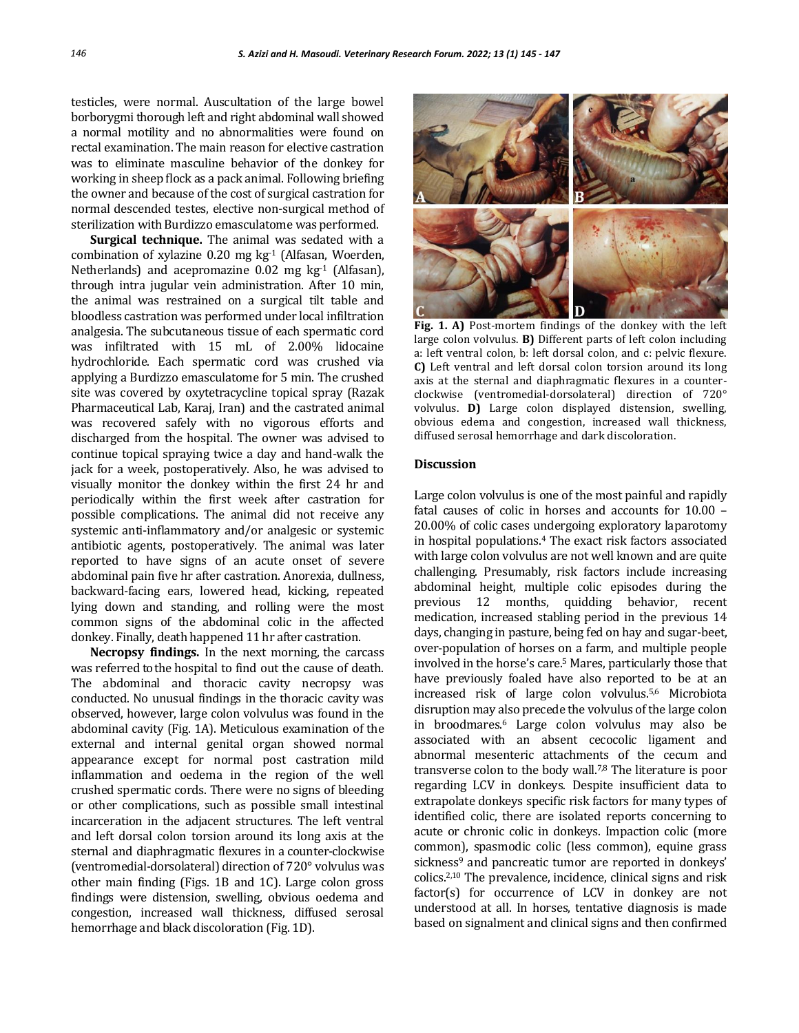testicles, were normal. Auscultation of the large bowel borborygmi thorough left and right abdominal wall showed a normal motility and no abnormalities were found on rectal examination. The main reason for elective castration was to eliminate masculine behavior of the donkey for working in sheep flock as a pack animal. Following briefing the owner and because of the cost of surgical castration for normal descended testes, elective non-surgical method of sterilization with Burdizzo emasculatome was performed.

**Surgical technique.** The animal was sedated with a combination of xylazine 0.20 mg kg$^{-1}$ (Alfasan, Woerden, Netherlands) and acepromazine 0.02 mg kg$^{-1}$ (Alfasan), through intra jugular vein administration. After 10 min, the animal was restrained on a surgical tilt table and bloodless castration was performed under local infiltration analgesia. The subcutaneous tissue of each spermatic cord was infiltrated with 15 mL of 2.00% lidocaine hydrochloride. Each spermatic cord was crushed via applying a Burdizzo emasculatome for 5 min. The crushed site was covered by oxytetracycline topical spray (Razak Pharmaceutical Lab, Karaj, Iran) and the castrated animal was recovered safely with no vigorous efforts and discharged from the hospital. The owner was advised to continue topical spraying twice a day and hand-walk the jack for a week, postoperatively. Also, he was advised to visually monitor the donkey within the first 24 hr and periodically within the first week after castration for possible complications. The animal did not receive any systemic anti-inflammatory and/or analgesic or systemic antibiotic agents, postoperatively. The animal was later reported to have signs of an acute onset of severe abdominal pain five hr after castration. Anorexia, dullness, backward-facing ears, lowered head, kicking, repeated lying down and standing, and rolling were the most common signs of the abdominal colic in the affected donkey. Finally, death happened 11 hr after castration.

**Necropsy findings.** In the next morning, the carcass was referred to the hospital to find out the cause of death. The abdominal and thoracic cavity necropsy was conducted. No unusual findings in the thoracic cavity was observed, however, large colon volvulus was found in the abdominal cavity (Fig. 1A). Meticulous examination of the external and internal genital organ showed normal appearance except for normal post castration mild inflammation and oedema in the region of the well crushed spermatic cords. There were no signs of bleeding or other complications, such as possible small intestinal incarceration in the adjacent structures. The left ventral and left dorsal colon torsion around its long axis at the sternal and diaphragmatic flexures in a counter-clockwise (ventromedial-dorsolateral) direction of 720° volvulus was other main finding (Figs. 1B and 1C). Large colon gross findings were distension, swelling, obvious oedema and congestion, increased wall thickness, diffused serosal hemorrhage and black discoloration (Fig. 1D).

**Fig. 1. A)** Post-mortem findings of the donkey with the left large colon volvulus. **B)** Different parts of left colon including a: left ventral colon, b: left dorsal colon, and c: pelvic flexure. **C)** Left ventral and left dorsal colon torsion around its long axis at the sternal and diaphragmatic flexures in a counter-clockwise (ventromedial-dorsolateral) direction of 720° volvulus. **D)** Large colon displayed distension, swelling, obvious edema and congestion, increased wall thickness, diffused serosal hemorrhage and dark discoloration.

## Discussion

Large colon volvulus is one of the most painful and rapidly fatal causes of colic in horses and accounts for 10.00 – 20.00% of colic cases undergoing exploratory laparotomy in hospital populations.[4] The exact risk factors associated with large colon volvulus are not well known and are quite challenging. Presumably, risk factors include increasing abdominal height, multiple colic episodes during the previous 12 months, quidding behavior, recent medication, increased stabling period in the previous 14 days, changing in pasture, being fed on hay and sugar-beet, over-population of horses on a farm, and multiple people involved in the horse's care.[5] Mares, particularly those that have previously foaled have also reported to be at an increased risk of large colon volvulus.[5,6] Microbiota disruption may also precede the volvulus of the large colon in broodmares.[6] Large colon volvulus may also be associated with an absent cecocolic ligament and abnormal mesenteric attachments of the cecum and transverse colon to the body wall.[7,8] The literature is poor regarding LCV in donkeys. Despite insufficient data to extrapolate donkeys specific risk factors for many types of identified colic, there are isolated reports concerning to acute or chronic colic in donkeys. Impaction colic (more common), spasmodic colic (less common), equine grass sickness[9] and pancreatic tumor are reported in donkeys' colics.[2,10] The prevalence, incidence, clinical signs and risk factor(s) for occurrence of LCV in donkey are not understood at all. In horses, tentative diagnosis is made based on signalment and clinical signs and then confirmed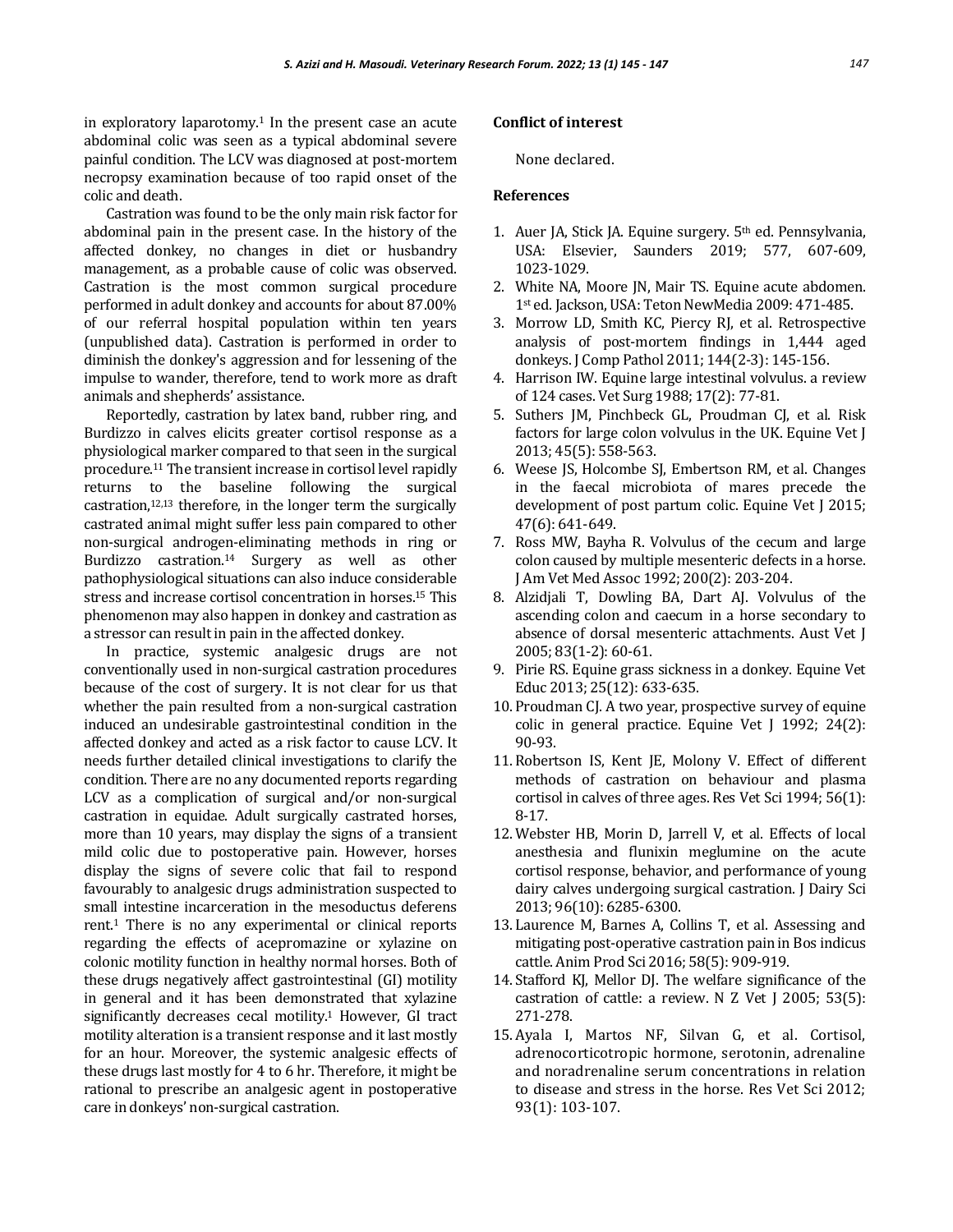in exploratory laparotomy.[1] In the present case an acute abdominal colic was seen as a typical abdominal severe painful condition. The LCV was diagnosed at post-mortem necropsy examination because of too rapid onset of the colic and death.

Castration was found to be the only main risk factor for abdominal pain in the present case. In the history of the affected donkey, no changes in diet or husbandry management, as a probable cause of colic was observed. Castration is the most common surgical procedure performed in adult donkey and accounts for about 87.00% of our referral hospital population within ten years (unpublished data). Castration is performed in order to diminish the donkey's aggression and for lessening of the impulse to wander, therefore, tend to work more as draft animals and shepherds' assistance.

Reportedly, castration by latex band, rubber ring, and Burdizzo in calves elicits greater cortisol response as a physiological marker compared to that seen in the surgical procedure.[11] The transient increase in cortisol level rapidly returns to the baseline following the surgical castration,[12,13] therefore, in the longer term the surgically castrated animal might suffer less pain compared to other non-surgical androgen-eliminating methods in ring or Burdizzo castration.[14] Surgery as well as other pathophysiological situations can also induce considerable stress and increase cortisol concentration in horses.[15] This phenomenon may also happen in donkey and castration as a stressor can result in pain in the affected donkey.

In practice, systemic analgesic drugs are not conventionally used in non-surgical castration procedures because of the cost of surgery. It is not clear for us that whether the pain resulted from a non-surgical castration induced an undesirable gastrointestinal condition in the affected donkey and acted as a risk factor to cause LCV. It needs further detailed clinical investigations to clarify the condition. There are no any documented reports regarding LCV as a complication of surgical and/or non-surgical castration in equidae. Adult surgically castrated horses, more than 10 years, may display the signs of a transient mild colic due to postoperative pain. However, horses display the signs of severe colic that fail to respond favourably to analgesic drugs administration suspected to small intestine incarceration in the mesoductus deferens rent.[1] There is no any experimental or clinical reports regarding the effects of acepromazine or xylazine on colonic motility function in healthy normal horses. Both of these drugs negatively affect gastrointestinal (GI) motility in general and it has been demonstrated that xylazine significantly decreases cecal motility.[1] However, GI tract motility alteration is a transient response and it last mostly for an hour. Moreover, the systemic analgesic effects of these drugs last mostly for 4 to 6 hr. Therefore, it might be rational to prescribe an analgesic agent in postoperative care in donkeys' non-surgical castration.

## Conflict of interest

None declared.

## References

1. Auer JA, Stick JA. Equine surgery. 5th ed. Pennsylvania, USA: Elsevier, Saunders 2019; 577, 607-609, 1023-1029.
2. White NA, Moore JN, Mair TS. Equine acute abdomen. 1st ed. Jackson, USA: Teton NewMedia 2009: 471-485.
3. Morrow LD, Smith KC, Piercy RJ, et al. Retrospective analysis of post-mortem findings in 1,444 aged donkeys. J Comp Pathol 2011; 144(2-3): 145-156.
4. Harrison IW. Equine large intestinal volvulus. a review of 124 cases. Vet Surg 1988; 17(2): 77-81.
5. Suthers JM, Pinchbeck GL, Proudman CJ, et al. Risk factors for large colon volvulus in the UK. Equine Vet J 2013; 45(5): 558-563.
6. Weese JS, Holcombe SJ, Embertson RM, et al. Changes in the faecal microbiota of mares precede the development of post partum colic. Equine Vet J 2015; 47(6): 641-649.
7. Ross MW, Bayha R. Volvulus of the cecum and large colon caused by multiple mesenteric defects in a horse. J Am Vet Med Assoc 1992; 200(2): 203-204.
8. Alzidjali T, Dowling BA, Dart AJ. Volvulus of the ascending colon and caecum in a horse secondary to absence of dorsal mesenteric attachments. Aust Vet J 2005; 83(1-2): 60-61.
9. Pirie RS. Equine grass sickness in a donkey. Equine Vet Educ 2013; 25(12): 633-635.
10. Proudman CJ. A two year, prospective survey of equine colic in general practice. Equine Vet J 1992; 24(2): 90-93.
11. Robertson IS, Kent JE, Molony V. Effect of different methods of castration on behaviour and plasma cortisol in calves of three ages. Res Vet Sci 1994; 56(1): 8-17.
12. Webster HB, Morin D, Jarrell V, et al. Effects of local anesthesia and flunixin meglumine on the acute cortisol response, behavior, and performance of young dairy calves undergoing surgical castration. J Dairy Sci 2013; 96(10): 6285-6300.
13. Laurence M, Barnes A, Collins T, et al. Assessing and mitigating post-operative castration pain in Bos indicus cattle. Anim Prod Sci 2016; 58(5): 909-919.
14. Stafford KJ, Mellor DJ. The welfare significance of the castration of cattle: a review. N Z Vet J 2005; 53(5): 271-278.
15. Ayala I, Martos NF, Silvan G, et al. Cortisol, adrenocorticotropic hormone, serotonin, adrenaline and noradrenaline serum concentrations in relation to disease and stress in the horse. Res Vet Sci 2012; 93(1): 103-107.